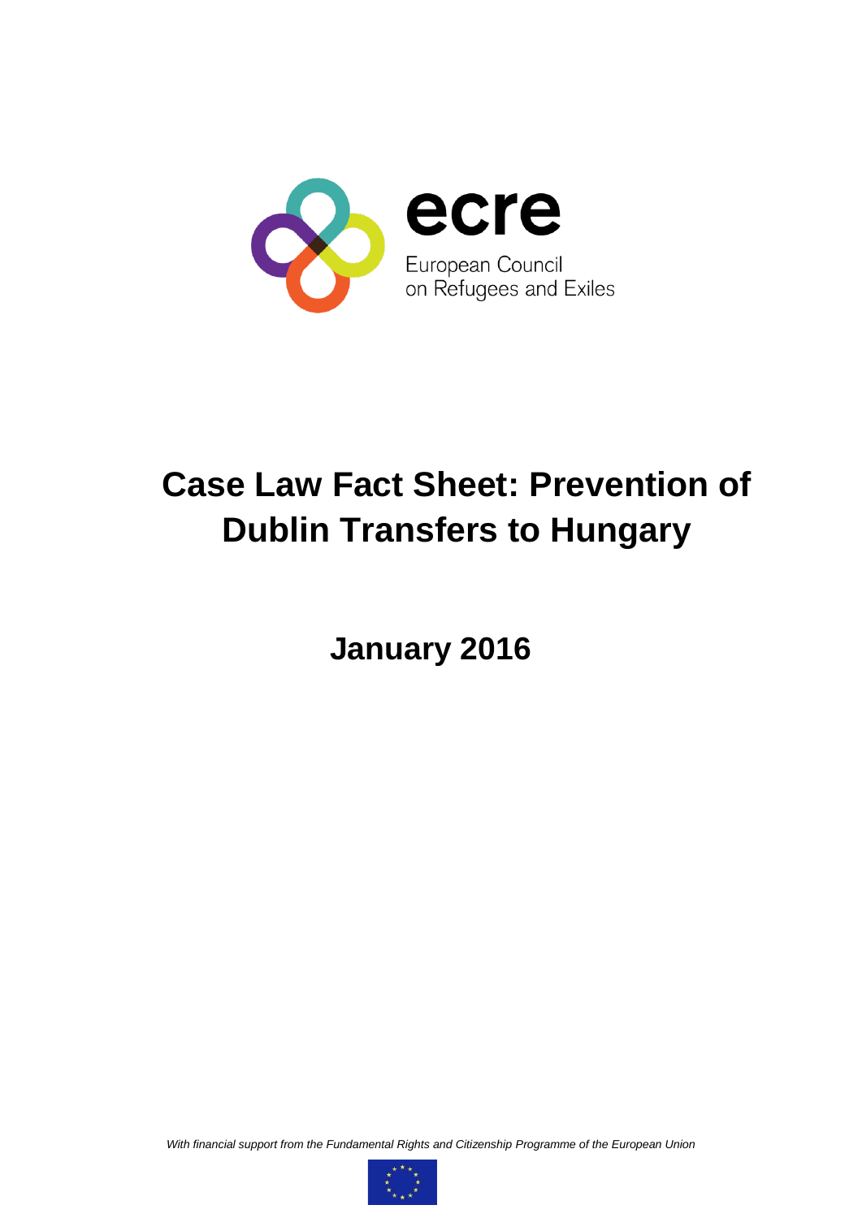ecre

European Council on Refugees and Exiles

# Case Law Fact Sheet: Prevention of Dublin Transfers to Hungary

## January 2016

*With financial support from the Fundamental Rights and Citizenship Programme of the European Union*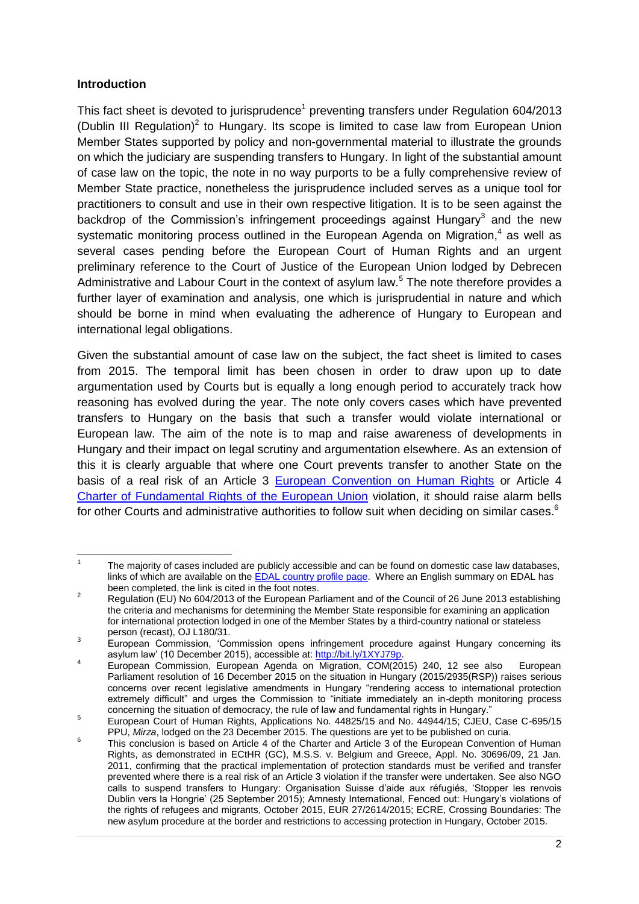**Introduction**

This fact sheet is devoted to jurisprudence[1] preventing transfers under Regulation 604/2013 (Dublin III Regulation)[2] to Hungary. Its scope is limited to case law from European Union Member States supported by policy and non-governmental material to illustrate the grounds on which the judiciary are suspending transfers to Hungary. In light of the substantial amount of case law on the topic, the note in no way purports to be a fully comprehensive review of Member State practice, nonetheless the jurisprudence included serves as a unique tool for practitioners to consult and use in their own respective litigation. It is to be seen against the backdrop of the Commission's infringement proceedings against Hungary[3] and the new systematic monitoring process outlined in the European Agenda on Migration,[4] as well as several cases pending before the European Court of Human Rights and an urgent preliminary reference to the Court of Justice of the European Union lodged by Debrecen Administrative and Labour Court in the context of asylum law.[5] The note therefore provides a further layer of examination and analysis, one which is jurisprudential in nature and which should be borne in mind when evaluating the adherence of Hungary to European and international legal obligations.

Given the substantial amount of case law on the subject, the fact sheet is limited to cases from 2015. The temporal limit has been chosen in order to draw upon up to date argumentation used by Courts but is equally a long enough period to accurately track how reasoning has evolved during the year. The note only covers cases which have prevented transfers to Hungary on the basis that such a transfer would violate international or European law. The aim of the note is to map and raise awareness of developments in Hungary and their impact on legal scrutiny and argumentation elsewhere. As an extension of this it is clearly arguable that where one Court prevents transfer to another State on the basis of a real risk of an Article 3 European Convention on Human Rights or Article 4 Charter of Fundamental Rights of the European Union violation, it should raise alarm bells for other Courts and administrative authorities to follow suit when deciding on similar cases.[6]

---

[1] The majority of cases included are publicly accessible and can be found on domestic case law databases, links of which are available on the EDAL country profile page. Where an English summary on EDAL has been completed, the link is cited in the foot notes.

[2] Regulation (EU) No 604/2013 of the European Parliament and of the Council of 26 June 2013 establishing the criteria and mechanisms for determining the Member State responsible for examining an application for international protection lodged in one of the Member States by a third-country national or stateless person (recast), OJ L180/31.

[3] European Commission, 'Commission opens infringement procedure against Hungary concerning its asylum law' (10 December 2015), accessible at: http://bit.ly/1XYJ79p.

[4] European Commission, European Agenda on Migration, COM(2015) 240, 12 see also European Parliament resolution of 16 December 2015 on the situation in Hungary (2015/2935(RSP)) raises serious concerns over recent legislative amendments in Hungary "rendering access to international protection extremely difficult" and urges the Commission to "initiate immediately an in-depth monitoring process concerning the situation of democracy, the rule of law and fundamental rights in Hungary."

[5] European Court of Human Rights, Applications No. 44825/15 and No. 44944/15; CJEU, Case C-695/15 PPU, *Mirza*, lodged on the 23 December 2015. The questions are yet to be published on curia.

[6] This conclusion is based on Article 4 of the Charter and Article 3 of the European Convention of Human Rights, as demonstrated in ECtHR (GC), M.S.S. v. Belgium and Greece, Appl. No. 30696/09, 21 Jan. 2011, confirming that the practical implementation of protection standards must be verified and transfer prevented where there is a real risk of an Article 3 violation if the transfer were undertaken. See also NGO calls to suspend transfers to Hungary: Organisation Suisse d'aide aux réfugiés, 'Stopper les renvois Dublin vers la Hongrie' (25 September 2015); Amnesty International, Fenced out: Hungary's violations of the rights of refugees and migrants, October 2015, EUR 27/2614/2015; ECRE, Crossing Boundaries: The new asylum procedure at the border and restrictions to accessing protection in Hungary, October 2015.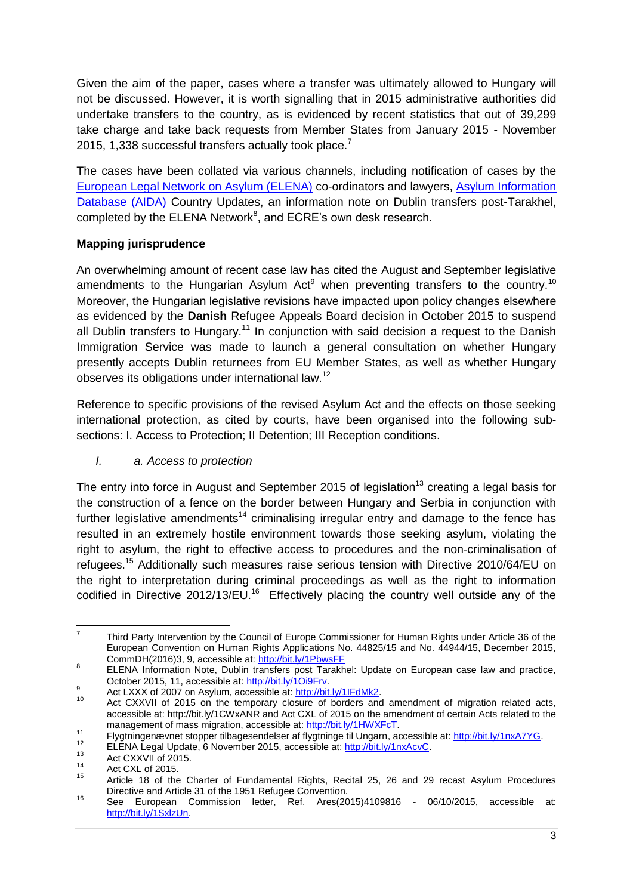Given the aim of the paper, cases where a transfer was ultimately allowed to Hungary will not be discussed. However, it is worth signalling that in 2015 administrative authorities did undertake transfers to the country, as is evidenced by recent statistics that out of 39,299 take charge and take back requests from Member States from January 2015 - November 2015, 1,338 successful transfers actually took place.[7]

The cases have been collated via various channels, including notification of cases by the European Legal Network on Asylum (ELENA) co-ordinators and lawyers, Asylum Information Database (AIDA) Country Updates, an information note on Dublin transfers post-Tarakhel, completed by the ELENA Network[8], and ECRE's own desk research.

**Mapping jurisprudence**

An overwhelming amount of recent case law has cited the August and September legislative amendments to the Hungarian Asylum Act[9] when preventing transfers to the country.[10] Moreover, the Hungarian legislative revisions have impacted upon policy changes elsewhere as evidenced by the **Danish** Refugee Appeals Board decision in October 2015 to suspend all Dublin transfers to Hungary.[11] In conjunction with said decision a request to the Danish Immigration Service was made to launch a general consultation on whether Hungary presently accepts Dublin returnees from EU Member States, as well as whether Hungary observes its obligations under international law.[12]

Reference to specific provisions of the revised Asylum Act and the effects on those seeking international protection, as cited by courts, have been organised into the following sub-sections: I. Access to Protection; II Detention; III Reception conditions.

*I. a. Access to protection*

The entry into force in August and September 2015 of legislation[13] creating a legal basis for the construction of a fence on the border between Hungary and Serbia in conjunction with further legislative amendments[14] criminalising irregular entry and damage to the fence has resulted in an extremely hostile environment towards those seeking asylum, violating the right to asylum, the right to effective access to procedures and the non-criminalisation of refugees.[15] Additionally such measures raise serious tension with Directive 2010/64/EU on the right to interpretation during criminal proceedings as well as the right to information codified in Directive 2012/13/EU.[16] Effectively placing the country well outside any of the

---

[7] Third Party Intervention by the Council of Europe Commissioner for Human Rights under Article 36 of the European Convention on Human Rights Applications No. 44825/15 and No. 44944/15, December 2015, CommDH(2016)3, 9, accessible at: http://bit.ly/1PbwsFF

[8] ELENA Information Note, Dublin transfers post Tarakhel: Update on European case law and practice, October 2015, 11, accessible at: http://bit.ly/1Oi9Frv.

[9] Act LXXX of 2007 on Asylum, accessible at: http://bit.ly/1IFdMk2.

[10] Act CXXVII of 2015 on the temporary closure of borders and amendment of migration related acts, accessible at: http://bit.ly/1CWxANR and Act CXL of 2015 on the amendment of certain Acts related to the management of mass migration, accessible at: http://bit.ly/1HWXFcT.

[11] Flygtningenævnet stopper tilbagesendelser af flygtninge til Ungarn, accessible at: http://bit.ly/1nxA7YG.

[12] ELENA Legal Update, 6 November 2015, accessible at: http://bit.ly/1nxAcvC.

[13] Act CXXVII of 2015.

[14] Act CXL of 2015.

[15] Article 18 of the Charter of Fundamental Rights, Recital 25, 26 and 29 recast Asylum Procedures Directive and Article 31 of the 1951 Refugee Convention.

[16] See European Commission letter, Ref. Ares(2015)4109816 - 06/10/2015, accessible at: http://bit.ly/1SxlzUn.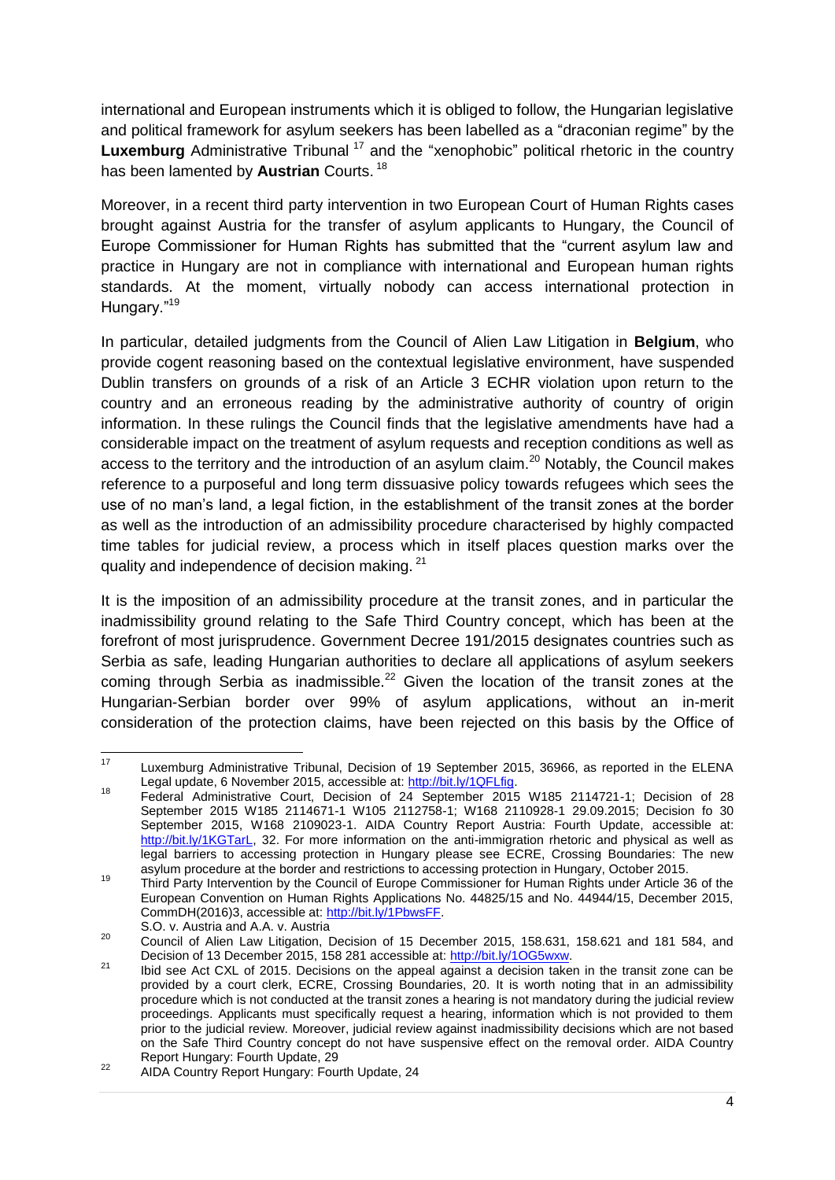international and European instruments which it is obliged to follow, the Hungarian legislative and political framework for asylum seekers has been labelled as a "draconian regime" by the **Luxemburg** Administrative Tribunal [17] and the "xenophobic" political rhetoric in the country has been lamented by **Austrian** Courts. [18]

Moreover, in a recent third party intervention in two European Court of Human Rights cases brought against Austria for the transfer of asylum applicants to Hungary, the Council of Europe Commissioner for Human Rights has submitted that the "current asylum law and practice in Hungary are not in compliance with international and European human rights standards. At the moment, virtually nobody can access international protection in Hungary."[19]

In particular, detailed judgments from the Council of Alien Law Litigation in **Belgium**, who provide cogent reasoning based on the contextual legislative environment, have suspended Dublin transfers on grounds of a risk of an Article 3 ECHR violation upon return to the country and an erroneous reading by the administrative authority of country of origin information. In these rulings the Council finds that the legislative amendments have had a considerable impact on the treatment of asylum requests and reception conditions as well as access to the territory and the introduction of an asylum claim.[20] Notably, the Council makes reference to a purposeful and long term dissuasive policy towards refugees which sees the use of no man's land, a legal fiction, in the establishment of the transit zones at the border as well as the introduction of an admissibility procedure characterised by highly compacted time tables for judicial review, a process which in itself places question marks over the quality and independence of decision making. [21]

It is the imposition of an admissibility procedure at the transit zones, and in particular the inadmissibility ground relating to the Safe Third Country concept, which has been at the forefront of most jurisprudence. Government Decree 191/2015 designates countries such as Serbia as safe, leading Hungarian authorities to declare all applications of asylum seekers coming through Serbia as inadmissible.[22] Given the location of the transit zones at the Hungarian-Serbian border over 99% of asylum applications, without an in-merit consideration of the protection claims, have been rejected on this basis by the Office of

---

[17] Luxemburg Administrative Tribunal, Decision of 19 September 2015, 36966, as reported in the ELENA Legal update, 6 November 2015, accessible at: http://bit.ly/1QFLfig.

[18] Federal Administrative Court, Decision of 24 September 2015 W185 2114721-1; Decision of 28 September 2015 W185 2114671-1 W105 2112758-1; W168 2110928-1 29.09.2015; Decision fo 30 September 2015, W168 2109023-1. AIDA Country Report Austria: Fourth Update, accessible at: http://bit.ly/1KGTarL, 32. For more information on the anti-immigration rhetoric and physical as well as legal barriers to accessing protection in Hungary please see ECRE, Crossing Boundaries: The new asylum procedure at the border and restrictions to accessing protection in Hungary, October 2015.

[19] Third Party Intervention by the Council of Europe Commissioner for Human Rights under Article 36 of the European Convention on Human Rights Applications No. 44825/15 and No. 44944/15, December 2015, CommDH(2016)3, accessible at: http://bit.ly/1PbwsFF. S.O. v. Austria and A.A. v. Austria

[20] Council of Alien Law Litigation, Decision of 15 December 2015, 158.631, 158.621 and 181 584, and Decision of 13 December 2015, 158 281 accessible at: http://bit.ly/1OG5wxw.

[21] Ibid see Act CXL of 2015. Decisions on the appeal against a decision taken in the transit zone can be provided by a court clerk, ECRE, Crossing Boundaries, 20. It is worth noting that in an admissibility procedure which is not conducted at the transit zones a hearing is not mandatory during the judicial review proceedings. Applicants must specifically request a hearing, information which is not provided to them prior to the judicial review. Moreover, judicial review against inadmissibility decisions which are not based on the Safe Third Country concept do not have suspensive effect on the removal order. AIDA Country Report Hungary: Fourth Update, 29

[22] AIDA Country Report Hungary: Fourth Update, 24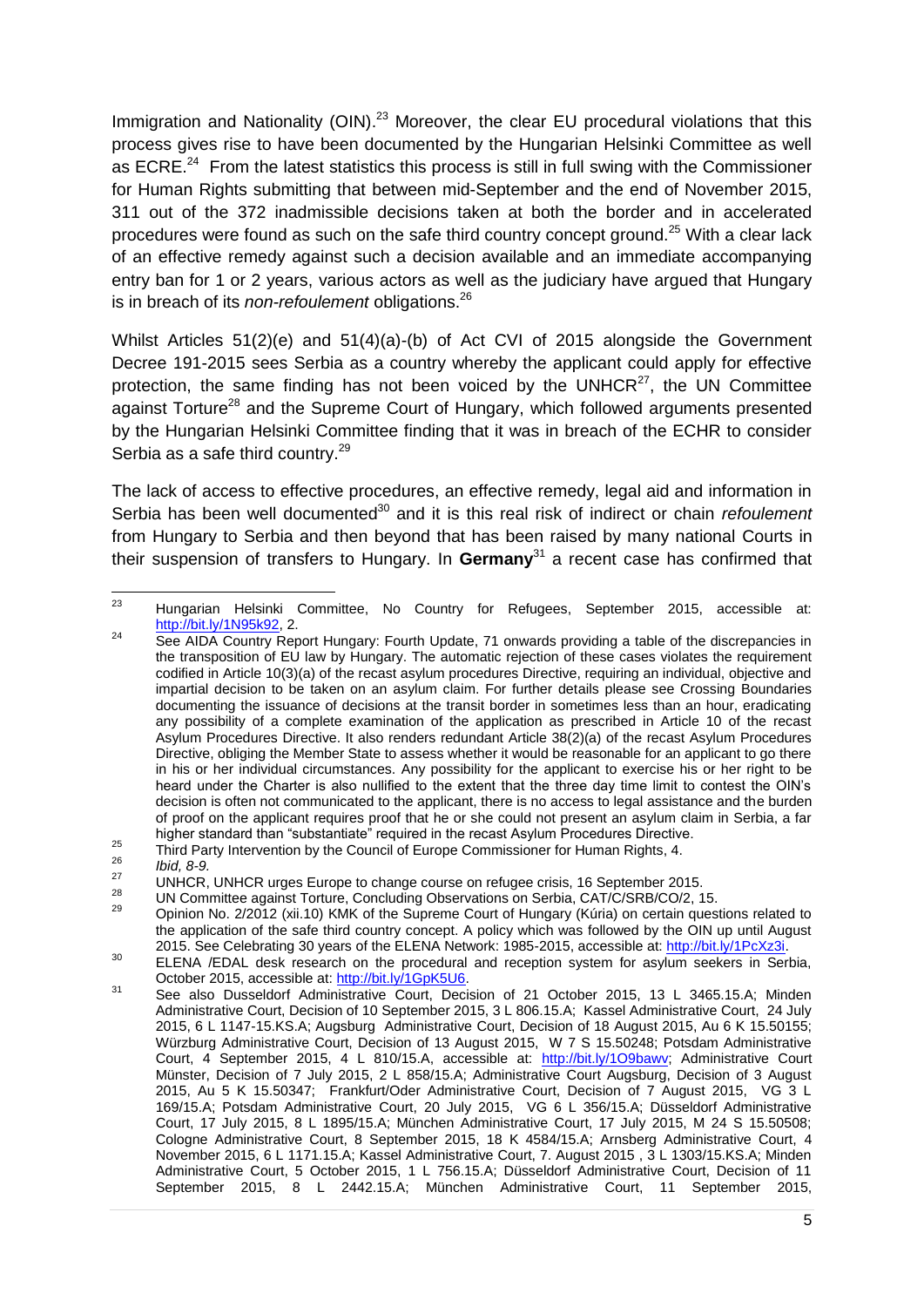Immigration and Nationality (OIN).[23] Moreover, the clear EU procedural violations that this process gives rise to have been documented by the Hungarian Helsinki Committee as well as ECRE.[24] From the latest statistics this process is still in full swing with the Commissioner for Human Rights submitting that between mid-September and the end of November 2015, 311 out of the 372 inadmissible decisions taken at both the border and in accelerated procedures were found as such on the safe third country concept ground.[25] With a clear lack of an effective remedy against such a decision available and an immediate accompanying entry ban for 1 or 2 years, various actors as well as the judiciary have argued that Hungary is in breach of its *non-refoulement* obligations.[26]

Whilst Articles 51(2)(e) and 51(4)(a)-(b) of Act CVI of 2015 alongside the Government Decree 191-2015 sees Serbia as a country whereby the applicant could apply for effective protection, the same finding has not been voiced by the UNHCR[27], the UN Committee against Torture[28] and the Supreme Court of Hungary, which followed arguments presented by the Hungarian Helsinki Committee finding that it was in breach of the ECHR to consider Serbia as a safe third country.[29]

The lack of access to effective procedures, an effective remedy, legal aid and information in Serbia has been well documented[30] and it is this real risk of indirect or chain *refoulement* from Hungary to Serbia and then beyond that has been raised by many national Courts in their suspension of transfers to Hungary. In **Germany**[31] a recent case has confirmed that

---

[23] Hungarian Helsinki Committee, No Country for Refugees, September 2015, accessible at: http://bit.ly/1N95k92, 2.

[24] See AIDA Country Report Hungary: Fourth Update, 71 onwards providing a table of the discrepancies in the transposition of EU law by Hungary. The automatic rejection of these cases violates the requirement codified in Article 10(3)(a) of the recast asylum procedures Directive, requiring an individual, objective and impartial decision to be taken on an asylum claim. For further details please see Crossing Boundaries documenting the issuance of decisions at the transit border in sometimes less than an hour, eradicating any possibility of a complete examination of the application as prescribed in Article 10 of the recast Asylum Procedures Directive. It also renders redundant Article 38(2)(a) of the recast Asylum Procedures Directive, obliging the Member State to assess whether it would be reasonable for an applicant to go there in his or her individual circumstances. Any possibility for the applicant to exercise his or her right to be heard under the Charter is also nullified to the extent that the three day time limit to contest the OIN's decision is often not communicated to the applicant, there is no access to legal assistance and the burden of proof on the applicant requires proof that he or she could not present an asylum claim in Serbia, a far higher standard than "substantiate" required in the recast Asylum Procedures Directive.

[25] Third Party Intervention by the Council of Europe Commissioner for Human Rights, 4.

[26] *Ibid, 8-9.*

[27] UNHCR, UNHCR urges Europe to change course on refugee crisis, 16 September 2015.

[28] UN Committee against Torture, Concluding Observations on Serbia, CAT/C/SRB/CO/2, 15.

[29] Opinion No. 2/2012 (xii.10) KMK of the Supreme Court of Hungary (Kúria) on certain questions related to the application of the safe third country concept. A policy which was followed by the OIN up until August 2015. See Celebrating 30 years of the ELENA Network: 1985-2015, accessible at: http://bit.ly/1PcXz3i.

[30] ELENA /EDAL desk research on the procedural and reception system for asylum seekers in Serbia, October 2015, accessible at: http://bit.ly/1GpK5U6.

[31] See also Dusseldorf Administrative Court, Decision of 21 October 2015, 13 L 3465.15.A; Minden Administrative Court, Decision of 10 September 2015, 3 L 806.15.A; Kassel Administrative Court, 24 July 2015, 6 L 1147-15.KS.A; Augsburg Administrative Court, Decision of 18 August 2015, Au 6 K 15.50155; Würzburg Administrative Court, Decision of 13 August 2015, W 7 S 15.50248; Potsdam Administrative Court, 4 September 2015, 4 L 810/15.A, accessible at: http://bit.ly/1O9bawv; Administrative Court Münster, Decision of 7 July 2015, 2 L 858/15.A; Administrative Court Augsburg, Decision of 3 August 2015, Au 5 K 15.50347; Frankfurt/Oder Administrative Court, Decision of 7 August 2015, VG 3 L 169/15.A; Potsdam Administrative Court, 20 July 2015, VG 6 L 356/15.A; Düsseldorf Administrative Court, 17 July 2015, 8 L 1895/15.A; München Administrative Court, 17 July 2015, M 24 S 15.50508; Cologne Administrative Court, 8 September 2015, 18 K 4584/15.A; Arnsberg Administrative Court, 4 November 2015, 6 L 1171.15.A; Kassel Administrative Court, 7. August 2015 , 3 L 1303/15.KS.A; Minden Administrative Court, 5 October 2015, 1 L 756.15.A; Düsseldorf Administrative Court, Decision of 11 September 2015, 8 L 2442.15.A; München Administrative Court, 11 September 2015,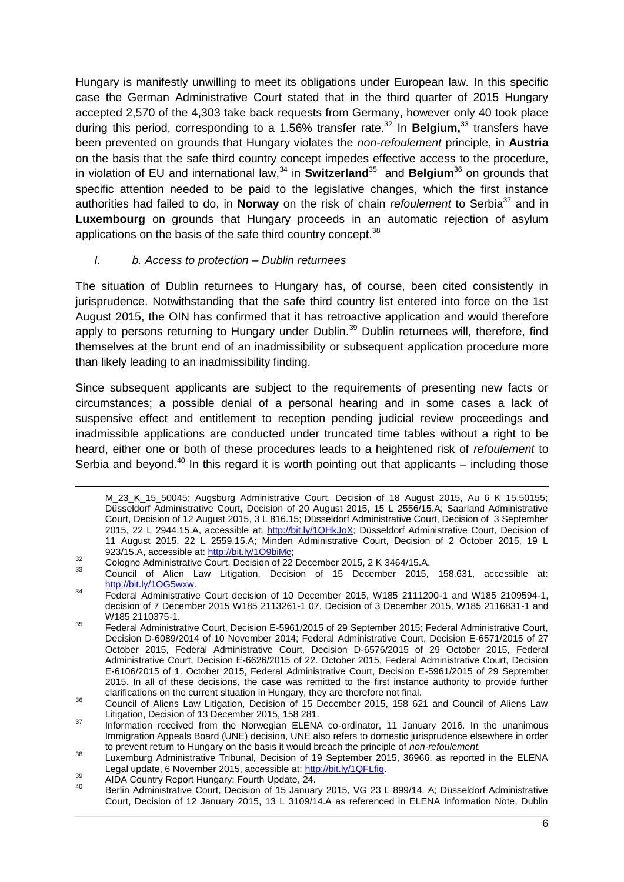Hungary is manifestly unwilling to meet its obligations under European law. In this specific case the German Administrative Court stated that in the third quarter of 2015 Hungary accepted 2,570 of the 4,303 take back requests from Germany, however only 40 took place during this period, corresponding to a 1.56% transfer rate.[32] In **Belgium,**[33] transfers have been prevented on grounds that Hungary violates the *non-refoulement* principle, in **Austria** on the basis that the safe third country concept impedes effective access to the procedure, in violation of EU and international law,[34] in **Switzerland**[35] and **Belgium**[36] on grounds that specific attention needed to be paid to the legislative changes, which the first instance authorities had failed to do, in **Norway** on the risk of chain *refoulement* to Serbia[37] and in **Luxembourg** on grounds that Hungary proceeds in an automatic rejection of asylum applications on the basis of the safe third country concept.[38]

*I. b. Access to protection – Dublin returnees*

The situation of Dublin returnees to Hungary has, of course, been cited consistently in jurisprudence. Notwithstanding that the safe third country list entered into force on the 1st August 2015, the OIN has confirmed that it has retroactive application and would therefore apply to persons returning to Hungary under Dublin.[39] Dublin returnees will, therefore, find themselves at the brunt end of an inadmissibility or subsequent application procedure more than likely leading to an inadmissibility finding.

Since subsequent applicants are subject to the requirements of presenting new facts or circumstances; a possible denial of a personal hearing and in some cases a lack of suspensive effect and entitlement to reception pending judicial review proceedings and inadmissible applications are conducted under truncated time tables without a right to be heard, either one or both of these procedures leads to a heightened risk of *refoulement* to Serbia and beyond.[40] In this regard it is worth pointing out that applicants – including those

---

M_23_K_15_50045; Augsburg Administrative Court, Decision of 18 August 2015, Au 6 K 15.50155; Düsseldorf Administrative Court, Decision of 20 August 2015, 15 L 2556/15.A; Saarland Administrative Court, Decision of 12 August 2015, 3 L 816.15; Düsseldorf Administrative Court, Decision of 3 September 2015, 22 L 2944.15.A, accessible at: http://bit.ly/1QHkJoX; Düsseldorf Administrative Court, Decision of 11 August 2015, 22 L 2559.15.A; Minden Administrative Court, Decision of 2 October 2015, 19 L 923/15.A, accessible at: http://bit.ly/1O9biMc;

[32] Cologne Administrative Court, Decision of 22 December 2015, 2 K 3464/15.A.

[33] Council of Alien Law Litigation, Decision of 15 December 2015, 158.631, accessible at: http://bit.ly/1OG5wxw.

[34] Federal Administrative Court decision of 10 December 2015, W185 2111200-1 and W185 2109594-1, decision of 7 December 2015 W185 2113261-1 07, Decision of 3 December 2015, W185 2116831-1 and W185 2110375-1.

[35] Federal Administrative Court, Decision E-5961/2015 of 29 September 2015; Federal Administrative Court, Decision D-6089/2014 of 10 November 2014; Federal Administrative Court, Decision E-6571/2015 of 27 October 2015, Federal Administrative Court, Decision D-6576/2015 of 29 October 2015, Federal Administrative Court, Decision E-6626/2015 of 22. October 2015, Federal Administrative Court, Decision E-6106/2015 of 1. October 2015, Federal Administrative Court, Decision E-5961/2015 of 29 September 2015. In all of these decisions, the case was remitted to the first instance authority to provide further clarifications on the current situation in Hungary, they are therefore not final.

[36] Council of Aliens Law Litigation, Decision of 15 December 2015, 158 621 and Council of Aliens Law Litigation, Decision of 13 December 2015, 158 281.

[37] Information received from the Norwegian ELENA co-ordinator, 11 January 2016. In the unanimous Immigration Appeals Board (UNE) decision, UNE also refers to domestic jurisprudence elsewhere in order to prevent return to Hungary on the basis it would breach the principle of *non-refoulement.*

[38] Luxemburg Administrative Tribunal, Decision of 19 September 2015, 36966, as reported in the ELENA Legal update, 6 November 2015, accessible at: http://bit.ly/1QFLfig.

[39] AIDA Country Report Hungary: Fourth Update, 24.

[40] Berlin Administrative Court, Decision of 15 January 2015, VG 23 L 899/14. A; Düsseldorf Administrative Court, Decision of 12 January 2015, 13 L 3109/14.A as referenced in ELENA Information Note, Dublin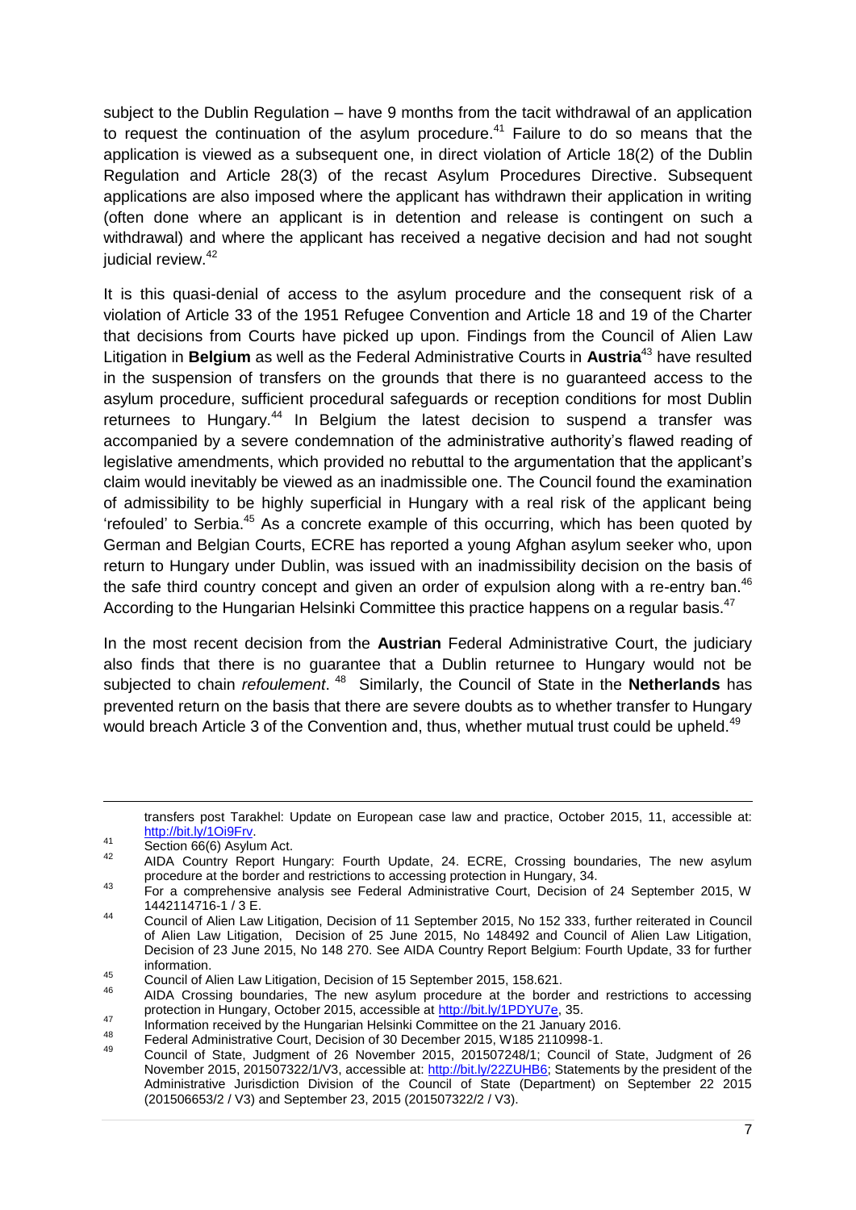subject to the Dublin Regulation – have 9 months from the tacit withdrawal of an application to request the continuation of the asylum procedure.[41] Failure to do so means that the application is viewed as a subsequent one, in direct violation of Article 18(2) of the Dublin Regulation and Article 28(3) of the recast Asylum Procedures Directive. Subsequent applications are also imposed where the applicant has withdrawn their application in writing (often done where an applicant is in detention and release is contingent on such a withdrawal) and where the applicant has received a negative decision and had not sought judicial review.[42]

It is this quasi-denial of access to the asylum procedure and the consequent risk of a violation of Article 33 of the 1951 Refugee Convention and Article 18 and 19 of the Charter that decisions from Courts have picked up upon. Findings from the Council of Alien Law Litigation in **Belgium** as well as the Federal Administrative Courts in **Austria**[43] have resulted in the suspension of transfers on the grounds that there is no guaranteed access to the asylum procedure, sufficient procedural safeguards or reception conditions for most Dublin returnees to Hungary.[44] In Belgium the latest decision to suspend a transfer was accompanied by a severe condemnation of the administrative authority's flawed reading of legislative amendments, which provided no rebuttal to the argumentation that the applicant's claim would inevitably be viewed as an inadmissible one. The Council found the examination of admissibility to be highly superficial in Hungary with a real risk of the applicant being 'refouled' to Serbia.[45] As a concrete example of this occurring, which has been quoted by German and Belgian Courts, ECRE has reported a young Afghan asylum seeker who, upon return to Hungary under Dublin, was issued with an inadmissibility decision on the basis of the safe third country concept and given an order of expulsion along with a re-entry ban.[46] According to the Hungarian Helsinki Committee this practice happens on a regular basis.[47]

In the most recent decision from the **Austrian** Federal Administrative Court, the judiciary also finds that there is no guarantee that a Dublin returnee to Hungary would not be subjected to chain *refoulement*.[48] Similarly, the Council of State in the **Netherlands** has prevented return on the basis that there are severe doubts as to whether transfer to Hungary would breach Article 3 of the Convention and, thus, whether mutual trust could be upheld.[49]

---

transfers post Tarakhel: Update on European case law and practice, October 2015, 11, accessible at: http://bit.ly/1Oi9Frv.

[41] Section 66(6) Asylum Act.

[42] AIDA Country Report Hungary: Fourth Update, 24. ECRE, Crossing boundaries, The new asylum procedure at the border and restrictions to accessing protection in Hungary, 34.

[43] For a comprehensive analysis see Federal Administrative Court, Decision of 24 September 2015, W 1442114716-1 / 3 E.

[44] Council of Alien Law Litigation, Decision of 11 September 2015, No 152 333, further reiterated in Council of Alien Law Litigation, Decision of 25 June 2015, No 148492 and Council of Alien Law Litigation, Decision of 23 June 2015, No 148 270. See AIDA Country Report Belgium: Fourth Update, 33 for further information.

[45] Council of Alien Law Litigation, Decision of 15 September 2015, 158.621.

[46] AIDA Crossing boundaries, The new asylum procedure at the border and restrictions to accessing protection in Hungary, October 2015, accessible at http://bit.ly/1PDYU7e, 35.

[47] Information received by the Hungarian Helsinki Committee on the 21 January 2016.

[48] Federal Administrative Court, Decision of 30 December 2015, W185 2110998-1.

[49] Council of State, Judgment of 26 November 2015, 201507248/1; Council of State, Judgment of 26 November 2015, 201507322/1/V3, accessible at: http://bit.ly/22ZUHB6; Statements by the president of the Administrative Jurisdiction Division of the Council of State (Department) on September 22 2015 (201506653/2 / V3) and September 23, 2015 (201507322/2 / V3).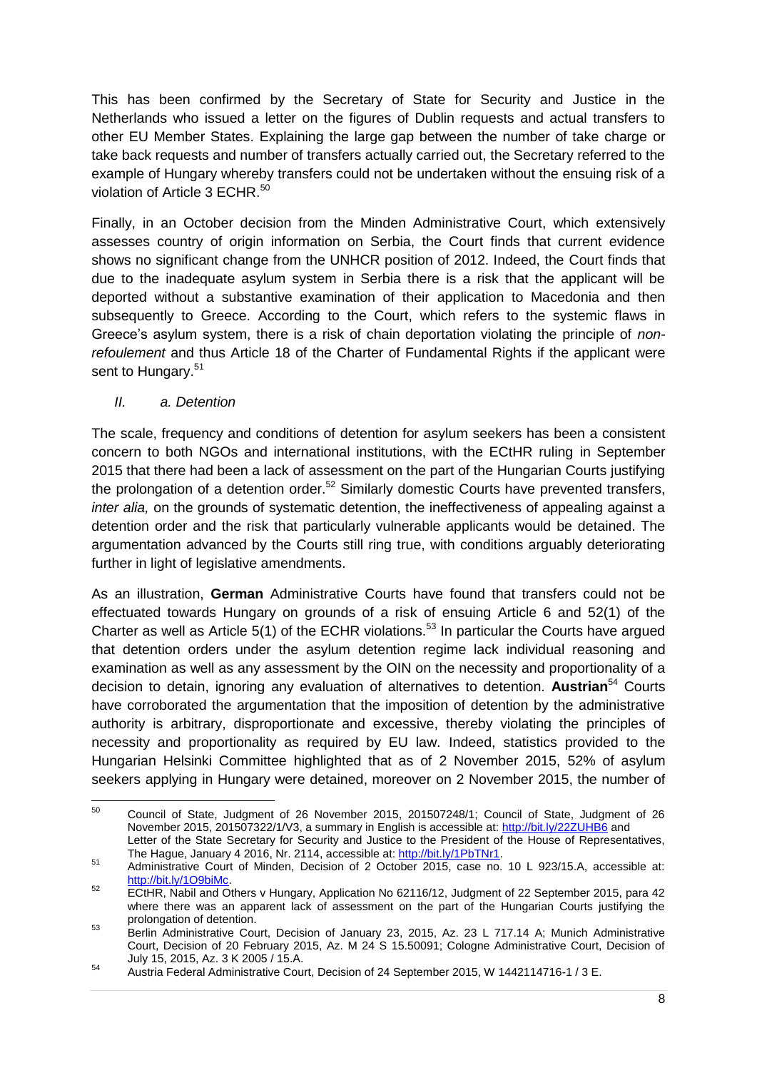This has been confirmed by the Secretary of State for Security and Justice in the Netherlands who issued a letter on the figures of Dublin requests and actual transfers to other EU Member States. Explaining the large gap between the number of take charge or take back requests and number of transfers actually carried out, the Secretary referred to the example of Hungary whereby transfers could not be undertaken without the ensuing risk of a violation of Article 3 ECHR.[50]

Finally, in an October decision from the Minden Administrative Court, which extensively assesses country of origin information on Serbia, the Court finds that current evidence shows no significant change from the UNHCR position of 2012. Indeed, the Court finds that due to the inadequate asylum system in Serbia there is a risk that the applicant will be deported without a substantive examination of their application to Macedonia and then subsequently to Greece. According to the Court, which refers to the systemic flaws in Greece's asylum system, there is a risk of chain deportation violating the principle of *non-refoulement* and thus Article 18 of the Charter of Fundamental Rights if the applicant were sent to Hungary.[51]

### *II. a. Detention*

The scale, frequency and conditions of detention for asylum seekers has been a consistent concern to both NGOs and international institutions, with the ECtHR ruling in September 2015 that there had been a lack of assessment on the part of the Hungarian Courts justifying the prolongation of a detention order.[52] Similarly domestic Courts have prevented transfers, *inter alia,* on the grounds of systematic detention, the ineffectiveness of appealing against a detention order and the risk that particularly vulnerable applicants would be detained. The argumentation advanced by the Courts still ring true, with conditions arguably deteriorating further in light of legislative amendments.

As an illustration, **German** Administrative Courts have found that transfers could not be effectuated towards Hungary on grounds of a risk of ensuing Article 6 and 52(1) of the Charter as well as Article 5(1) of the ECHR violations.[53] In particular the Courts have argued that detention orders under the asylum detention regime lack individual reasoning and examination as well as any assessment by the OIN on the necessity and proportionality of a decision to detain, ignoring any evaluation of alternatives to detention. **Austrian**[54] Courts have corroborated the argumentation that the imposition of detention by the administrative authority is arbitrary, disproportionate and excessive, thereby violating the principles of necessity and proportionality as required by EU law. Indeed, statistics provided to the Hungarian Helsinki Committee highlighted that as of 2 November 2015, 52% of asylum seekers applying in Hungary were detained, moreover on 2 November 2015, the number of

---

[50] Council of State, Judgment of 26 November 2015, 201507248/1; Council of State, Judgment of 26 November 2015, 201507322/1/V3, a summary in English is accessible at: http://bit.ly/22ZUHB6 and Letter of the State Secretary for Security and Justice to the President of the House of Representatives, The Hague, January 4 2016, Nr. 2114, accessible at: http://bit.ly/1PbTNr1.

[51] Administrative Court of Minden, Decision of 2 October 2015, case no. 10 L 923/15.A, accessible at: http://bit.ly/1O9biMc.

[52] ECtHR, Nabil and Others v Hungary, Application No 62116/12, Judgment of 22 September 2015, para 42 where there was an apparent lack of assessment on the part of the Hungarian Courts justifying the prolongation of detention.

[53] Berlin Administrative Court, Decision of January 23, 2015, Az. 23 L 717.14 A; Munich Administrative Court, Decision of 20 February 2015, Az. M 24 S 15.50091; Cologne Administrative Court, Decision of July 15, 2015, Az. 3 K 2005 / 15.A.

[54] Austria Federal Administrative Court, Decision of 24 September 2015, W 1442114716-1 / 3 E.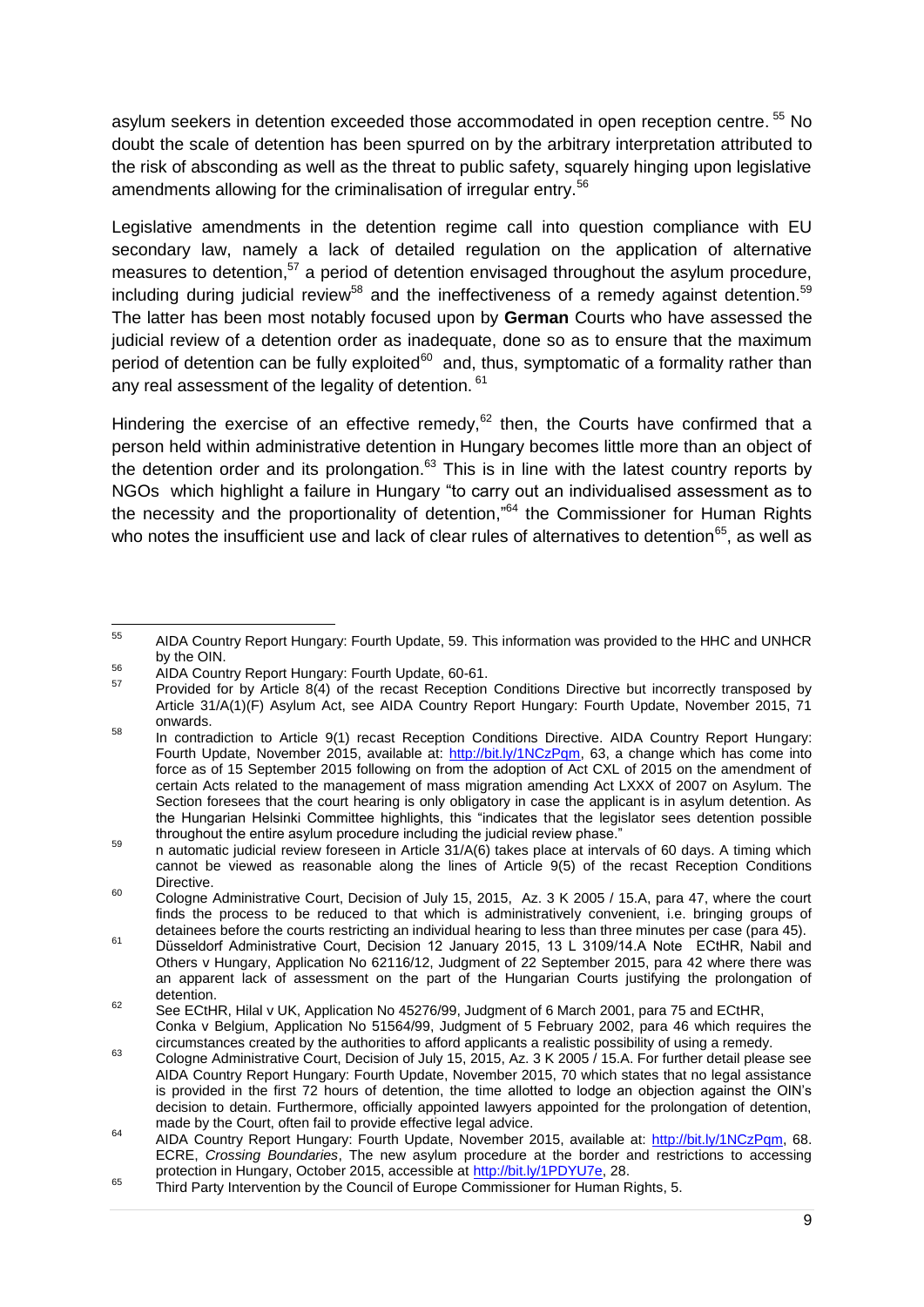asylum seekers in detention exceeded those accommodated in open reception centre.[55] No doubt the scale of detention has been spurred on by the arbitrary interpretation attributed to the risk of absconding as well as the threat to public safety, squarely hinging upon legislative amendments allowing for the criminalisation of irregular entry.[56]

Legislative amendments in the detention regime call into question compliance with EU secondary law, namely a lack of detailed regulation on the application of alternative measures to detention,[57] a period of detention envisaged throughout the asylum procedure, including during judicial review[58] and the ineffectiveness of a remedy against detention.[59] The latter has been most notably focused upon by **German** Courts who have assessed the judicial review of a detention order as inadequate, done so as to ensure that the maximum period of detention can be fully exploited[60] and, thus, symptomatic of a formality rather than any real assessment of the legality of detention.[61]

Hindering the exercise of an effective remedy,[62] then, the Courts have confirmed that a person held within administrative detention in Hungary becomes little more than an object of the detention order and its prolongation.[63] This is in line with the latest country reports by NGOs which highlight a failure in Hungary "to carry out an individualised assessment as to the necessity and the proportionality of detention,"[64] the Commissioner for Human Rights who notes the insufficient use and lack of clear rules of alternatives to detention[65], as well as

---

[55] AIDA Country Report Hungary: Fourth Update, 59. This information was provided to the HHC and UNHCR by the OIN.

[56] AIDA Country Report Hungary: Fourth Update, 60-61.

[57] Provided for by Article 8(4) of the recast Reception Conditions Directive but incorrectly transposed by Article 31/A(1)(F) Asylum Act, see AIDA Country Report Hungary: Fourth Update, November 2015, 71 onwards.

[58] In contradiction to Article 9(1) recast Reception Conditions Directive. AIDA Country Report Hungary: Fourth Update, November 2015, available at: http://bit.ly/1NCzPqm, 63, a change which has come into force as of 15 September 2015 following on from the adoption of Act CXL of 2015 on the amendment of certain Acts related to the management of mass migration amending Act LXXX of 2007 on Asylum. The Section foresees that the court hearing is only obligatory in case the applicant is in asylum detention. As the Hungarian Helsinki Committee highlights, this "indicates that the legislator sees detention possible throughout the entire asylum procedure including the judicial review phase."

[59] n automatic judicial review foreseen in Article 31/A(6) takes place at intervals of 60 days. A timing which cannot be viewed as reasonable along the lines of Article 9(5) of the recast Reception Conditions Directive.

[60] Cologne Administrative Court, Decision of July 15, 2015, Az. 3 K 2005 / 15.A, para 47, where the court finds the process to be reduced to that which is administratively convenient, i.e. bringing groups of detainees before the courts restricting an individual hearing to less than three minutes per case (para 45).

[61] Düsseldorf Administrative Court, Decision 12 January 2015, 13 L 3109/14.A Note ECtHR, Nabil and Others v Hungary, Application No 62116/12, Judgment of 22 September 2015, para 42 where there was an apparent lack of assessment on the part of the Hungarian Courts justifying the prolongation of detention.

[62] See ECtHR, Hilal v UK, Application No 45276/99, Judgment of 6 March 2001, para 75 and ECtHR, Conka v Belgium, Application No 51564/99, Judgment of 5 February 2002, para 46 which requires the circumstances created by the authorities to afford applicants a realistic possibility of using a remedy.

[63] Cologne Administrative Court, Decision of July 15, 2015, Az. 3 K 2005 / 15.A. For further detail please see AIDA Country Report Hungary: Fourth Update, November 2015, 70 which states that no legal assistance is provided in the first 72 hours of detention, the time allotted to lodge an objection against the OIN's decision to detain. Furthermore, officially appointed lawyers appointed for the prolongation of detention, made by the Court, often fail to provide effective legal advice.

[64] AIDA Country Report Hungary: Fourth Update, November 2015, available at: http://bit.ly/1NCzPqm, 68. ECRE, *Crossing Boundaries*, The new asylum procedure at the border and restrictions to accessing protection in Hungary, October 2015, accessible at http://bit.ly/1PDYU7e, 28.

[65] Third Party Intervention by the Council of Europe Commissioner for Human Rights, 5.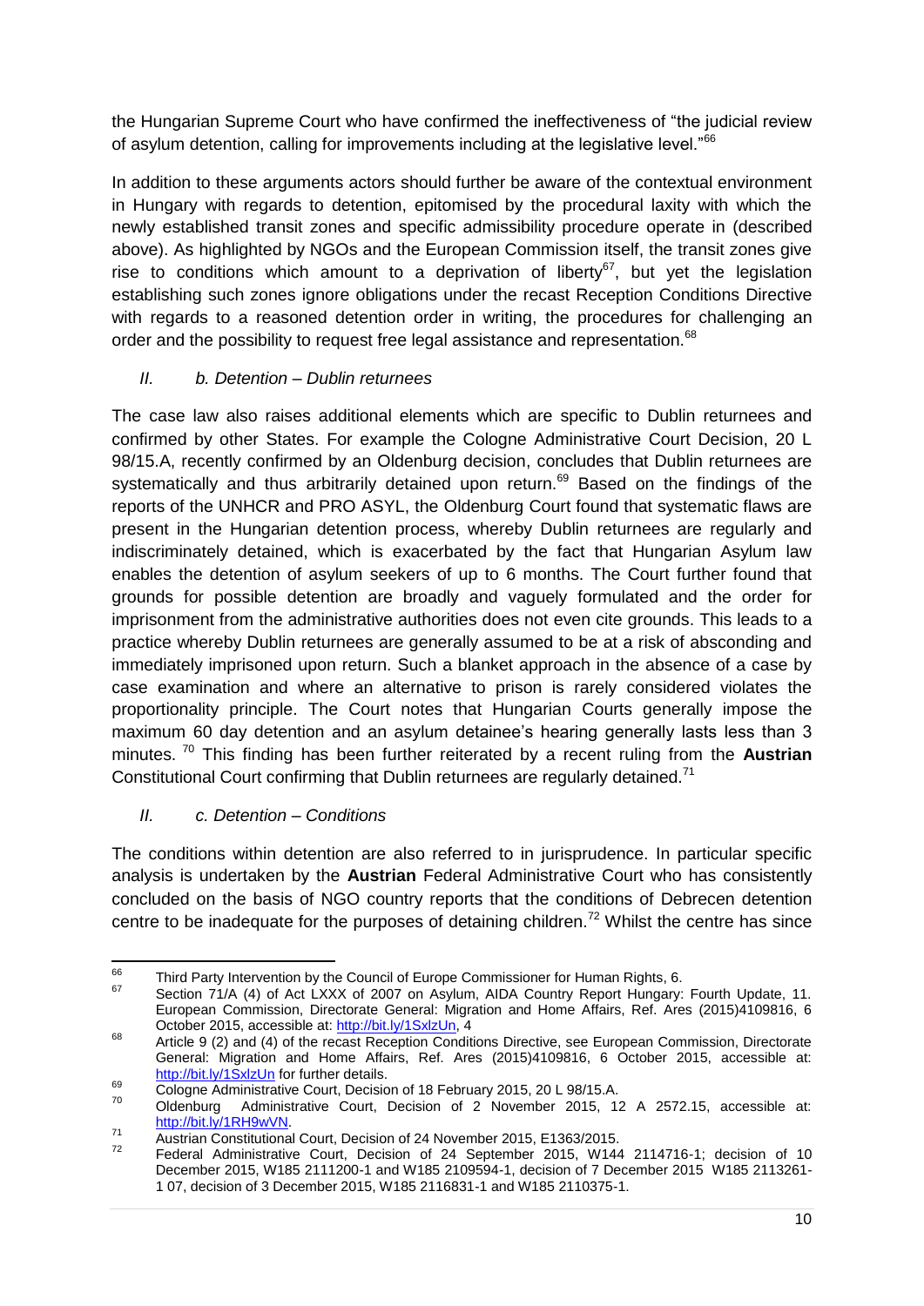the Hungarian Supreme Court who have confirmed the ineffectiveness of "the judicial review of asylum detention, calling for improvements including at the legislative level."[66]

In addition to these arguments actors should further be aware of the contextual environment in Hungary with regards to detention, epitomised by the procedural laxity with which the newly established transit zones and specific admissibility procedure operate in (described above). As highlighted by NGOs and the European Commission itself, the transit zones give rise to conditions which amount to a deprivation of liberty[67], but yet the legislation establishing such zones ignore obligations under the recast Reception Conditions Directive with regards to a reasoned detention order in writing, the procedures for challenging an order and the possibility to request free legal assistance and representation.[68]

### *II. b. Detention – Dublin returnees*

The case law also raises additional elements which are specific to Dublin returnees and confirmed by other States. For example the Cologne Administrative Court Decision, 20 L 98/15.A, recently confirmed by an Oldenburg decision, concludes that Dublin returnees are systematically and thus arbitrarily detained upon return.[69] Based on the findings of the reports of the UNHCR and PRO ASYL, the Oldenburg Court found that systematic flaws are present in the Hungarian detention process, whereby Dublin returnees are regularly and indiscriminately detained, which is exacerbated by the fact that Hungarian Asylum law enables the detention of asylum seekers of up to 6 months. The Court further found that grounds for possible detention are broadly and vaguely formulated and the order for imprisonment from the administrative authorities does not even cite grounds. This leads to a practice whereby Dublin returnees are generally assumed to be at a risk of absconding and immediately imprisoned upon return. Such a blanket approach in the absence of a case by case examination and where an alternative to prison is rarely considered violates the proportionality principle. The Court notes that Hungarian Courts generally impose the maximum 60 day detention and an asylum detainee's hearing generally lasts less than 3 minutes.[70] This finding has been further reiterated by a recent ruling from the **Austrian** Constitutional Court confirming that Dublin returnees are regularly detained.[71]

### *II. c. Detention – Conditions*

The conditions within detention are also referred to in jurisprudence. In particular specific analysis is undertaken by the **Austrian** Federal Administrative Court who has consistently concluded on the basis of NGO country reports that the conditions of Debrecen detention centre to be inadequate for the purposes of detaining children.[72] Whilst the centre has since

---

[66] Third Party Intervention by the Council of Europe Commissioner for Human Rights, 6.

[67] Section 71/A (4) of Act LXXX of 2007 on Asylum, AIDA Country Report Hungary: Fourth Update, 11. European Commission, Directorate General: Migration and Home Affairs, Ref. Ares (2015)4109816, 6 October 2015, accessible at: http://bit.ly/1SxlzUn, 4

[68] Article 9 (2) and (4) of the recast Reception Conditions Directive, see European Commission, Directorate General: Migration and Home Affairs, Ref. Ares (2015)4109816, 6 October 2015, accessible at: http://bit.ly/1SxlzUn for further details.

[69] Cologne Administrative Court, Decision of 18 February 2015, 20 L 98/15.A.

[70] Oldenburg Administrative Court, Decision of 2 November 2015, 12 A 2572.15, accessible at: http://bit.ly/1RH9wVN.

[71] Austrian Constitutional Court, Decision of 24 November 2015, E1363/2015.

[72] Federal Administrative Court, Decision of 24 September 2015, W144 2114716-1; decision of 10 December 2015, W185 2111200-1 and W185 2109594-1, decision of 7 December 2015 W185 2113261-1 07, decision of 3 December 2015, W185 2116831-1 and W185 2110375-1.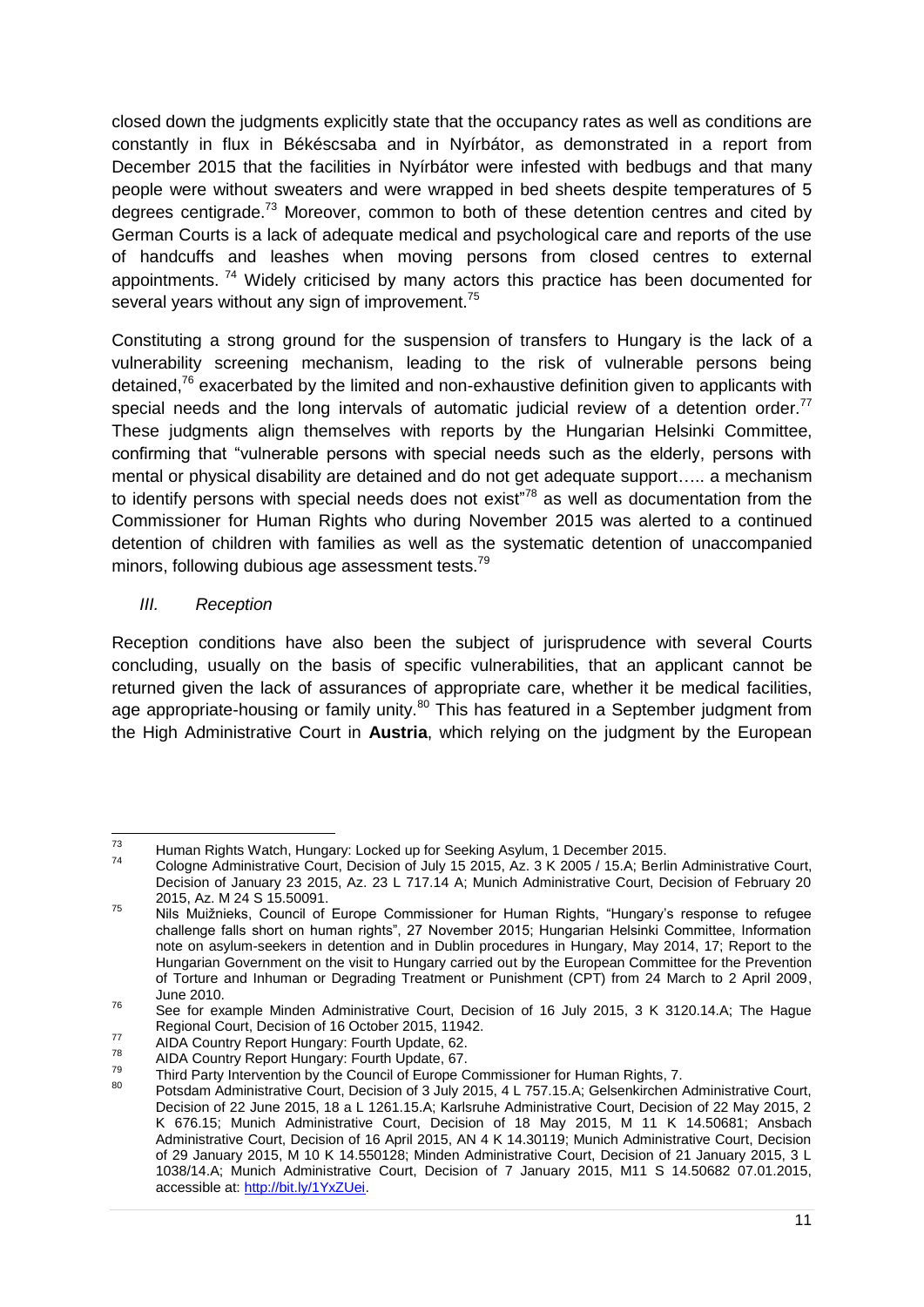closed down the judgments explicitly state that the occupancy rates as well as conditions are constantly in flux in Békéscsaba and in Nyírbátor, as demonstrated in a report from December 2015 that the facilities in Nyírbátor were infested with bedbugs and that many people were without sweaters and were wrapped in bed sheets despite temperatures of 5 degrees centigrade.[73] Moreover, common to both of these detention centres and cited by German Courts is a lack of adequate medical and psychological care and reports of the use of handcuffs and leashes when moving persons from closed centres to external appointments.[74] Widely criticised by many actors this practice has been documented for several years without any sign of improvement.[75]

Constituting a strong ground for the suspension of transfers to Hungary is the lack of a vulnerability screening mechanism, leading to the risk of vulnerable persons being detained,[76] exacerbated by the limited and non-exhaustive definition given to applicants with special needs and the long intervals of automatic judicial review of a detention order.[77] These judgments align themselves with reports by the Hungarian Helsinki Committee, confirming that "vulnerable persons with special needs such as the elderly, persons with mental or physical disability are detained and do not get adequate support….. a mechanism to identify persons with special needs does not exist"[78] as well as documentation from the Commissioner for Human Rights who during November 2015 was alerted to a continued detention of children with families as well as the systematic detention of unaccompanied minors, following dubious age assessment tests.[79]

### *III. Reception*

Reception conditions have also been the subject of jurisprudence with several Courts concluding, usually on the basis of specific vulnerabilities, that an applicant cannot be returned given the lack of assurances of appropriate care, whether it be medical facilities, age appropriate-housing or family unity.[80] This has featured in a September judgment from the High Administrative Court in **Austria**, which relying on the judgment by the European

---

[73] Human Rights Watch, Hungary: Locked up for Seeking Asylum, 1 December 2015.

[74] Cologne Administrative Court, Decision of July 15 2015, Az. 3 K 2005 / 15.A; Berlin Administrative Court, Decision of January 23 2015, Az. 23 L 717.14 A; Munich Administrative Court, Decision of February 20 2015, Az. M 24 S 15.50091.

[75] Nils Muižnieks, Council of Europe Commissioner for Human Rights, "Hungary's response to refugee challenge falls short on human rights", 27 November 2015; Hungarian Helsinki Committee, Information note on asylum-seekers in detention and in Dublin procedures in Hungary, May 2014, 17; Report to the Hungarian Government on the visit to Hungary carried out by the European Committee for the Prevention of Torture and Inhuman or Degrading Treatment or Punishment (CPT) from 24 March to 2 April 2009, June 2010.

[76] See for example Minden Administrative Court, Decision of 16 July 2015, 3 K 3120.14.A; The Hague Regional Court, Decision of 16 October 2015, 11942.

[77] AIDA Country Report Hungary: Fourth Update, 62.

[78] AIDA Country Report Hungary: Fourth Update, 67.

[79] Third Party Intervention by the Council of Europe Commissioner for Human Rights, 7.

[80] Potsdam Administrative Court, Decision of 3 July 2015, 4 L 757.15.A; Gelsenkirchen Administrative Court, Decision of 22 June 2015, 18 a L 1261.15.A; Karlsruhe Administrative Court, Decision of 22 May 2015, 2 K 676.15; Munich Administrative Court, Decision of 18 May 2015, M 11 K 14.50681; Ansbach Administrative Court, Decision of 16 April 2015, AN 4 K 14.30119; Munich Administrative Court, Decision of 29 January 2015, M 10 K 14.550128; Minden Administrative Court, Decision of 21 January 2015, 3 L 1038/14.A; Munich Administrative Court, Decision of 7 January 2015, M11 S 14.50682 07.01.2015, accessible at: http://bit.ly/1YxZUei.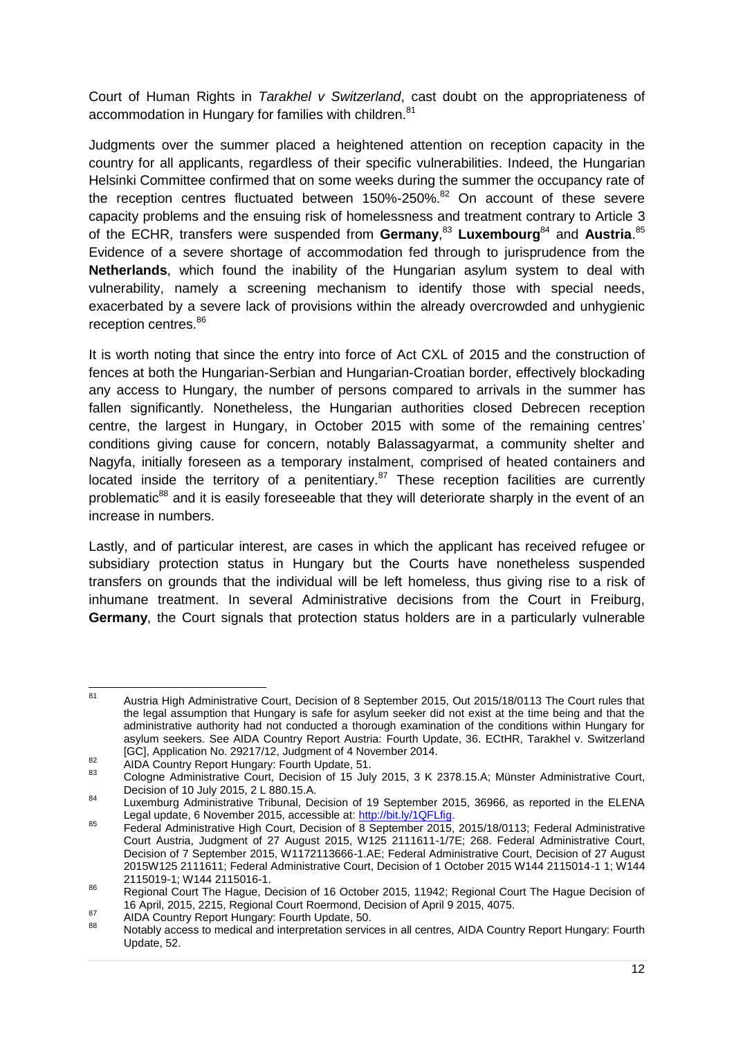Court of Human Rights in *Tarakhel v Switzerland*, cast doubt on the appropriateness of accommodation in Hungary for families with children.[81]

Judgments over the summer placed a heightened attention on reception capacity in the country for all applicants, regardless of their specific vulnerabilities. Indeed, the Hungarian Helsinki Committee confirmed that on some weeks during the summer the occupancy rate of the reception centres fluctuated between 150%-250%.[82] On account of these severe capacity problems and the ensuing risk of homelessness and treatment contrary to Article 3 of the ECHR, transfers were suspended from **Germany**,[83] **Luxembourg**[84] and **Austria**.[85] Evidence of a severe shortage of accommodation fed through to jurisprudence from the **Netherlands**, which found the inability of the Hungarian asylum system to deal with vulnerability, namely a screening mechanism to identify those with special needs, exacerbated by a severe lack of provisions within the already overcrowded and unhygienic reception centres.[86]

It is worth noting that since the entry into force of Act CXL of 2015 and the construction of fences at both the Hungarian-Serbian and Hungarian-Croatian border, effectively blockading any access to Hungary, the number of persons compared to arrivals in the summer has fallen significantly. Nonetheless, the Hungarian authorities closed Debrecen reception centre, the largest in Hungary, in October 2015 with some of the remaining centres' conditions giving cause for concern, notably Balassagyarmat, a community shelter and Nagyfa, initially foreseen as a temporary instalment, comprised of heated containers and located inside the territory of a penitentiary.[87] These reception facilities are currently problematic[88] and it is easily foreseeable that they will deteriorate sharply in the event of an increase in numbers.

Lastly, and of particular interest, are cases in which the applicant has received refugee or subsidiary protection status in Hungary but the Courts have nonetheless suspended transfers on grounds that the individual will be left homeless, thus giving rise to a risk of inhumane treatment. In several Administrative decisions from the Court in Freiburg, **Germany**, the Court signals that protection status holders are in a particularly vulnerable

---

[81] Austria High Administrative Court, Decision of 8 September 2015, Out 2015/18/0113 The Court rules that the legal assumption that Hungary is safe for asylum seeker did not exist at the time being and that the administrative authority had not conducted a thorough examination of the conditions within Hungary for asylum seekers. See AIDA Country Report Austria: Fourth Update, 36. ECtHR, Tarakhel v. Switzerland [GC], Application No. 29217/12, Judgment of 4 November 2014.

[82] AIDA Country Report Hungary: Fourth Update, 51.

[83] Cologne Administrative Court, Decision of 15 July 2015, 3 K 2378.15.A; Münster Administrative Court, Decision of 10 July 2015, 2 L 880.15.A.

[84] Luxemburg Administrative Tribunal, Decision of 19 September 2015, 36966, as reported in the ELENA Legal update, 6 November 2015, accessible at: http://bit.ly/1QFLfig.

[85] Federal Administrative High Court, Decision of 8 September 2015, 2015/18/0113; Federal Administrative Court Austria, Judgment of 27 August 2015, W125 2111611-1/7E; 268. Federal Administrative Court, Decision of 7 September 2015, W1172113666-1.AE; Federal Administrative Court, Decision of 27 August 2015W125 2111611; Federal Administrative Court, Decision of 1 October 2015 W144 2115014-1 1; W144 2115019-1; W144 2115016-1.

[86] Regional Court The Hague, Decision of 16 October 2015, 11942; Regional Court The Hague Decision of 16 April, 2015, 2215, Regional Court Roermond, Decision of April 9 2015, 4075.

[87] AIDA Country Report Hungary: Fourth Update, 50.

[88] Notably access to medical and interpretation services in all centres, AIDA Country Report Hungary: Fourth Update, 52.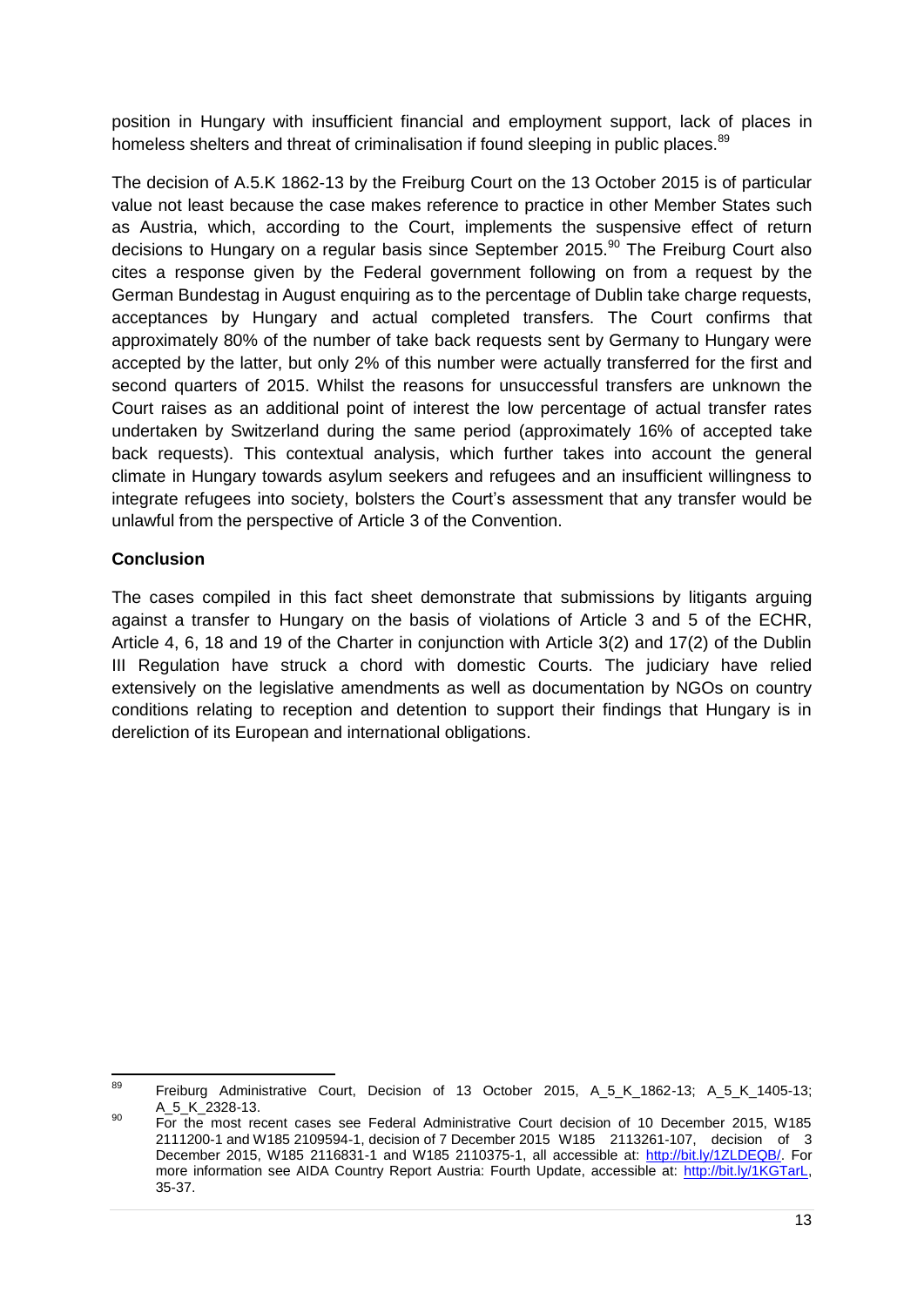position in Hungary with insufficient financial and employment support, lack of places in homeless shelters and threat of criminalisation if found sleeping in public places.[89]

The decision of A.5.K 1862-13 by the Freiburg Court on the 13 October 2015 is of particular value not least because the case makes reference to practice in other Member States such as Austria, which, according to the Court, implements the suspensive effect of return decisions to Hungary on a regular basis since September 2015.[90] The Freiburg Court also cites a response given by the Federal government following on from a request by the German Bundestag in August enquiring as to the percentage of Dublin take charge requests, acceptances by Hungary and actual completed transfers. The Court confirms that approximately 80% of the number of take back requests sent by Germany to Hungary were accepted by the latter, but only 2% of this number were actually transferred for the first and second quarters of 2015. Whilst the reasons for unsuccessful transfers are unknown the Court raises as an additional point of interest the low percentage of actual transfer rates undertaken by Switzerland during the same period (approximately 16% of accepted take back requests). This contextual analysis, which further takes into account the general climate in Hungary towards asylum seekers and refugees and an insufficient willingness to integrate refugees into society, bolsters the Court's assessment that any transfer would be unlawful from the perspective of Article 3 of the Convention.

**Conclusion**

The cases compiled in this fact sheet demonstrate that submissions by litigants arguing against a transfer to Hungary on the basis of violations of Article 3 and 5 of the ECHR, Article 4, 6, 18 and 19 of the Charter in conjunction with Article 3(2) and 17(2) of the Dublin III Regulation have struck a chord with domestic Courts. The judiciary have relied extensively on the legislative amendments as well as documentation by NGOs on country conditions relating to reception and detention to support their findings that Hungary is in dereliction of its European and international obligations.

---

[89] Freiburg Administrative Court, Decision of 13 October 2015, A_5_K_1862-13; A_5_K_1405-13; A_5_K_2328-13.

[90] For the most recent cases see Federal Administrative Court decision of 10 December 2015, W185 2111200-1 and W185 2109594-1, decision of 7 December 2015 W185 2113261-107, decision of 3 December 2015, W185 2116831-1 and W185 2110375-1, all accessible at: http://bit.ly/1ZLDEQB/. For more information see AIDA Country Report Austria: Fourth Update, accessible at: http://bit.ly/1KGTarL, 35-37.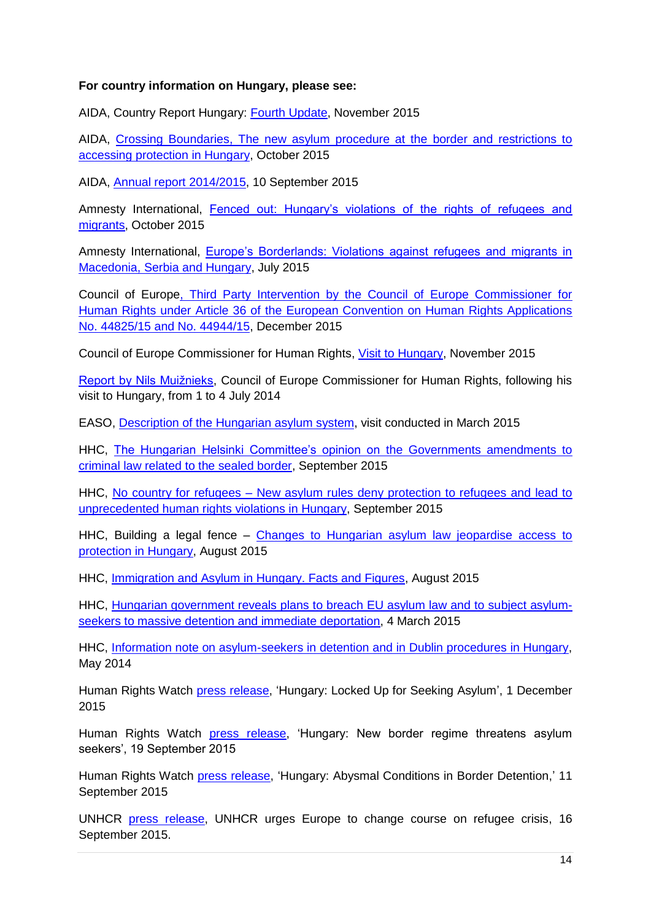**For country information on Hungary, please see:**

AIDA, Country Report Hungary: Fourth Update, November 2015

AIDA, Crossing Boundaries, The new asylum procedure at the border and restrictions to accessing protection in Hungary, October 2015

AIDA, Annual report 2014/2015, 10 September 2015

Amnesty International, Fenced out: Hungary's violations of the rights of refugees and migrants, October 2015

Amnesty International, Europe's Borderlands: Violations against refugees and migrants in Macedonia, Serbia and Hungary, July 2015

Council of Europe, Third Party Intervention by the Council of Europe Commissioner for Human Rights under Article 36 of the European Convention on Human Rights Applications No. 44825/15 and No. 44944/15, December 2015

Council of Europe Commissioner for Human Rights, Visit to Hungary, November 2015

Report by Nils Muižnieks, Council of Europe Commissioner for Human Rights, following his visit to Hungary, from 1 to 4 July 2014

EASO, Description of the Hungarian asylum system, visit conducted in March 2015

HHC, The Hungarian Helsinki Committee's opinion on the Governments amendments to criminal law related to the sealed border, September 2015

HHC, No country for refugees – New asylum rules deny protection to refugees and lead to unprecedented human rights violations in Hungary, September 2015

HHC, Building a legal fence – Changes to Hungarian asylum law jeopardise access to protection in Hungary, August 2015

HHC, Immigration and Asylum in Hungary. Facts and Figures, August 2015

HHC, Hungarian government reveals plans to breach EU asylum law and to subject asylum-seekers to massive detention and immediate deportation, 4 March 2015

HHC, Information note on asylum-seekers in detention and in Dublin procedures in Hungary, May 2014

Human Rights Watch press release, 'Hungary: Locked Up for Seeking Asylum', 1 December 2015

Human Rights Watch press release, 'Hungary: New border regime threatens asylum seekers', 19 September 2015

Human Rights Watch press release, 'Hungary: Abysmal Conditions in Border Detention,' 11 September 2015

UNHCR press release, UNHCR urges Europe to change course on refugee crisis, 16 September 2015.